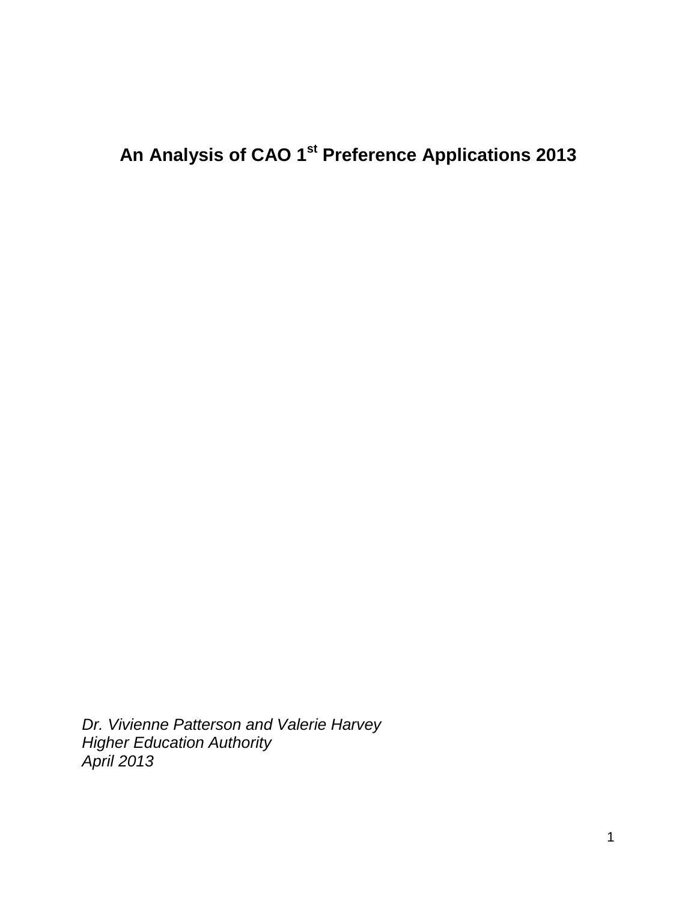# An Analysis of CAO 1st Preference Applications 2013

*Dr. Vivienne Patterson and Valerie Harvey*
*Higher Education Authority*
*April 2013*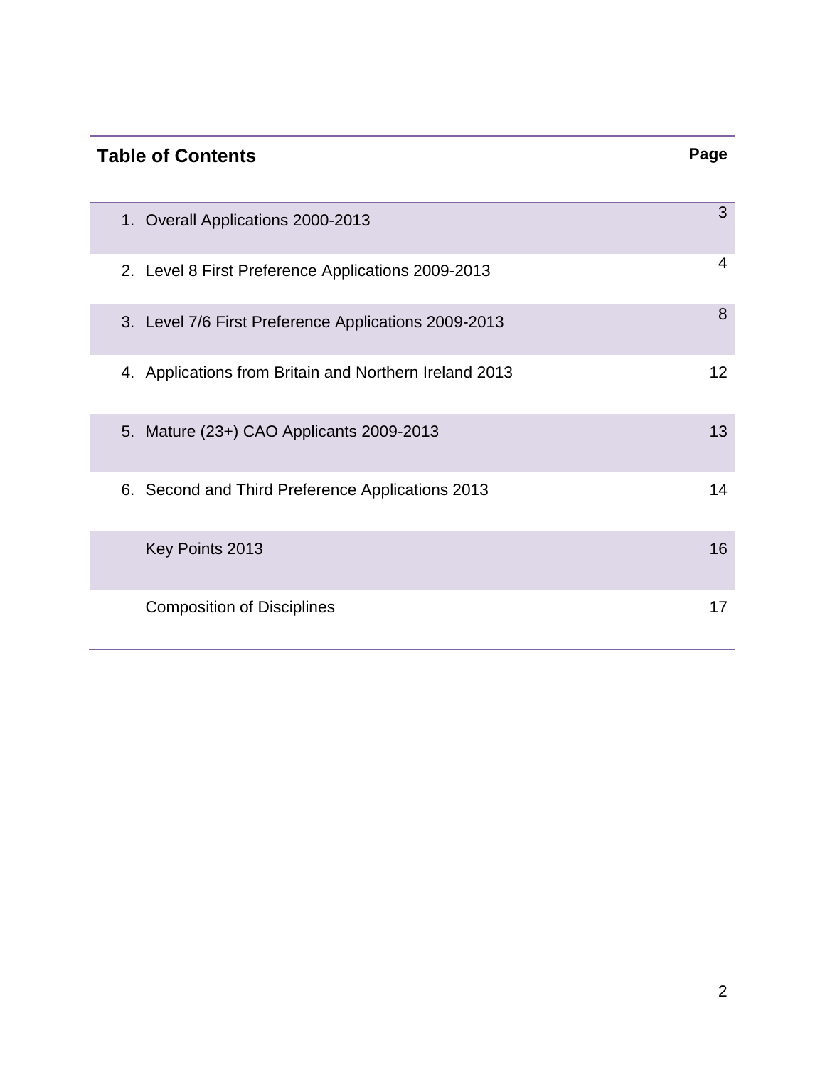## Table of Contents

| | Page |
|---|---|
| 1. Overall Applications 2000-2013 | 3 |
| 2. Level 8 First Preference Applications 2009-2013 | 4 |
| 3. Level 7/6 First Preference Applications 2009-2013 | 8 |
| 4. Applications from Britain and Northern Ireland 2013 | 12 |
| 5. Mature (23+) CAO Applicants 2009-2013 | 13 |
| 6. Second and Third Preference Applications 2013 | 14 |
| Key Points 2013 | 16 |
| Composition of Disciplines | 17 |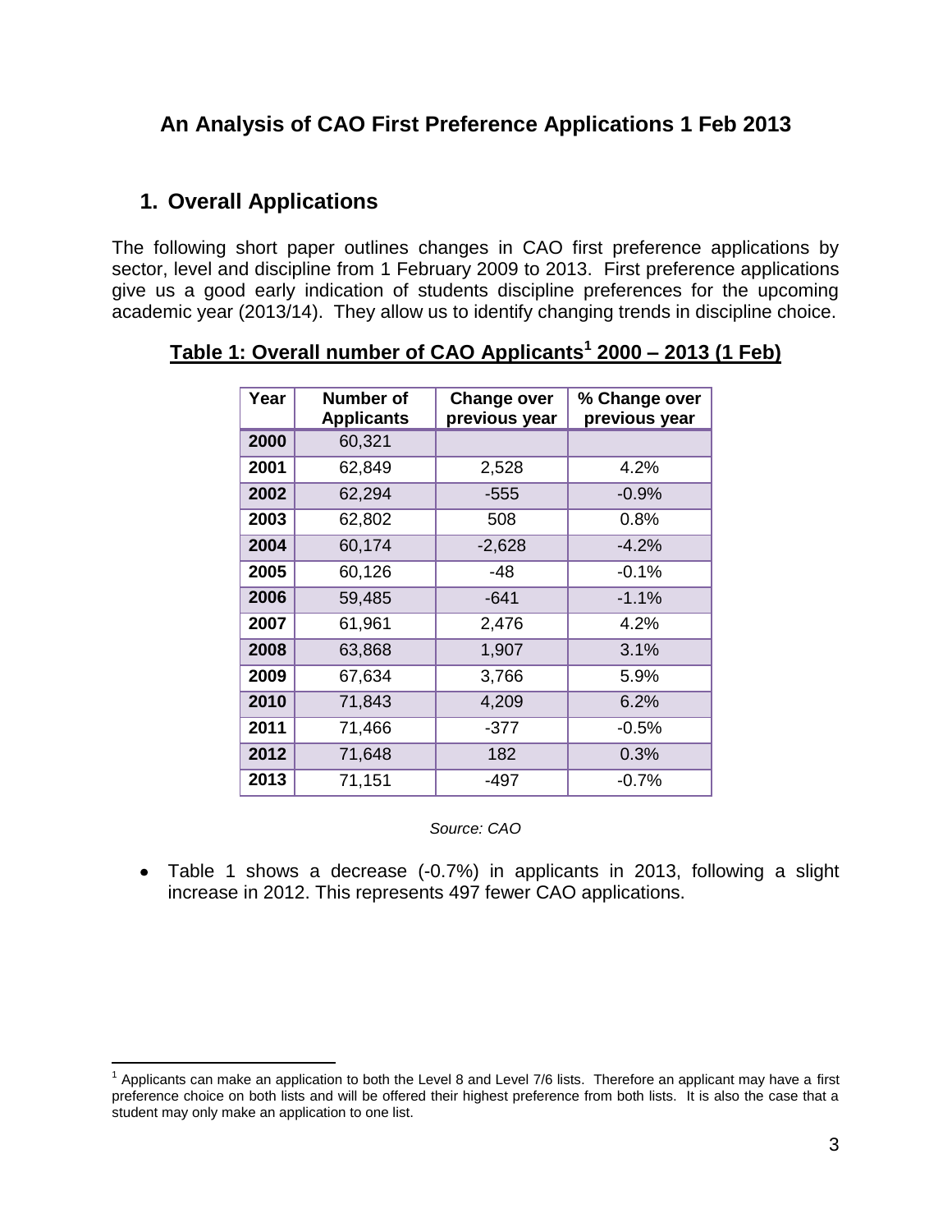# An Analysis of CAO First Preference Applications 1 Feb 2013

## 1. Overall Applications

The following short paper outlines changes in CAO first preference applications by sector, level and discipline from 1 February 2009 to 2013. First preference applications give us a good early indication of students discipline preferences for the upcoming academic year (2013/14). They allow us to identify changing trends in discipline choice.

**Table 1: Overall number of CAO Applicants[1] 2000 – 2013 (1 Feb)**

| Year | Number of Applicants | Change over previous year | % Change over previous year |
|---|---|---|---|
| **2000** | 60,321 | | |
| **2001** | 62,849 | 2,528 | 4.2% |
| **2002** | 62,294 | -555 | -0.9% |
| **2003** | 62,802 | 508 | 0.8% |
| **2004** | 60,174 | -2,628 | -4.2% |
| **2005** | 60,126 | -48 | -0.1% |
| **2006** | 59,485 | -641 | -1.1% |
| **2007** | 61,961 | 2,476 | 4.2% |
| **2008** | 63,868 | 1,907 | 3.1% |
| **2009** | 67,634 | 3,766 | 5.9% |
| **2010** | 71,843 | 4,209 | 6.2% |
| **2011** | 71,466 | -377 | -0.5% |
| **2012** | 71,648 | 182 | 0.3% |
| **2013** | 71,151 | -497 | -0.7% |

*Source: CAO*

- Table 1 shows a decrease (-0.7%) in applicants in 2013, following a slight increase in 2012. This represents 497 fewer CAO applications.

[1] Applicants can make an application to both the Level 8 and Level 7/6 lists. Therefore an applicant may have a first preference choice on both lists and will be offered their highest preference from both lists. It is also the case that a student may only make an application to one list.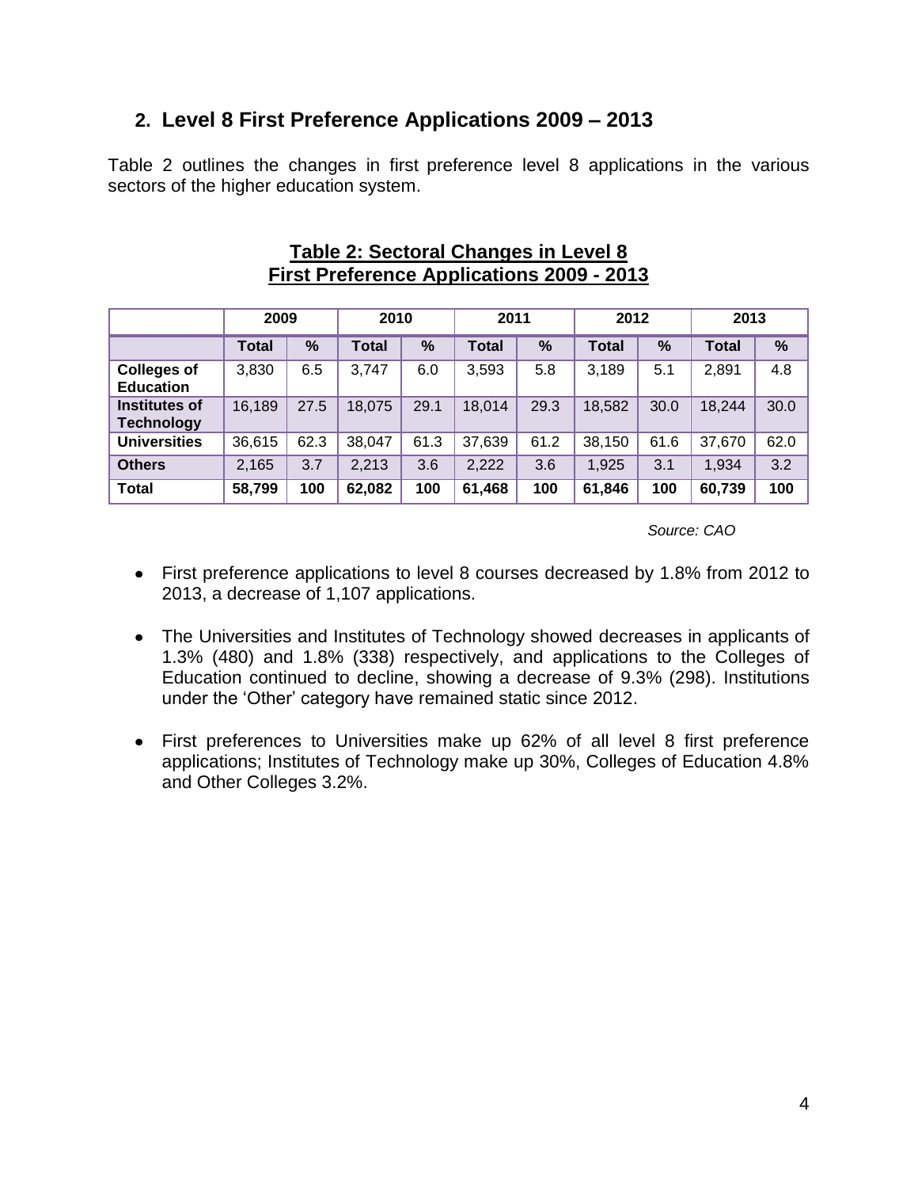## 2. Level 8 First Preference Applications 2009 – 2013

Table 2 outlines the changes in first preference level 8 applications in the various sectors of the higher education system.

**Table 2: Sectoral Changes in Level 8 First Preference Applications 2009 - 2013**

| | 2009 | | 2010 | | 2011 | | 2012 | | 2013 | |
|---|---|---|---|---|---|---|---|---|---|---|
| | **Total** | **%** | **Total** | **%** | **Total** | **%** | **Total** | **%** | **Total** | **%** |
| **Colleges of Education** | 3,830 | 6.5 | 3,747 | 6.0 | 3,593 | 5.8 | 3,189 | 5.1 | 2,891 | 4.8 |
| **Institutes of Technology** | 16,189 | 27.5 | 18,075 | 29.1 | 18,014 | 29.3 | 18,582 | 30.0 | 18,244 | 30.0 |
| **Universities** | 36,615 | 62.3 | 38,047 | 61.3 | 37,639 | 61.2 | 38,150 | 61.6 | 37,670 | 62.0 |
| **Others** | 2,165 | 3.7 | 2,213 | 3.6 | 2,222 | 3.6 | 1,925 | 3.1 | 1,934 | 3.2 |
| **Total** | **58,799** | **100** | **62,082** | **100** | **61,468** | **100** | **61,846** | **100** | **60,739** | **100** |

*Source: CAO*

- First preference applications to level 8 courses decreased by 1.8% from 2012 to 2013, a decrease of 1,107 applications.
- The Universities and Institutes of Technology showed decreases in applicants of 1.3% (480) and 1.8% (338) respectively, and applications to the Colleges of Education continued to decline, showing a decrease of 9.3% (298). Institutions under the 'Other' category have remained static since 2012.
- First preferences to Universities make up 62% of all level 8 first preference applications; Institutes of Technology make up 30%, Colleges of Education 4.8% and Other Colleges 3.2%.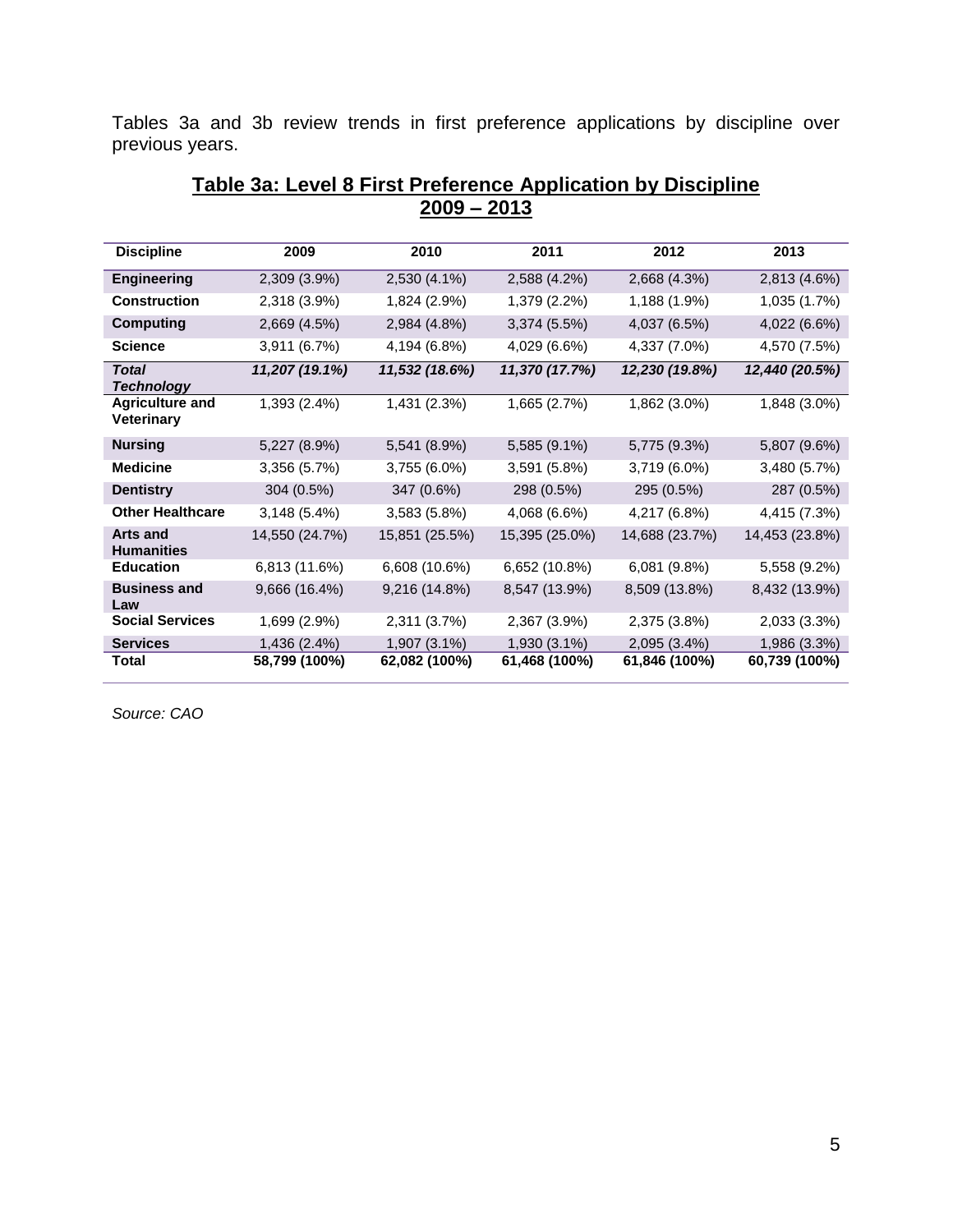Tables 3a and 3b review trends in first preference applications by discipline over previous years.

## Table 3a: Level 8 First Preference Application by Discipline 2009 – 2013

| Discipline | 2009 | 2010 | 2011 | 2012 | 2013 |
|---|---|---|---|---|---|
| **Engineering** | 2,309 (3.9%) | 2,530 (4.1%) | 2,588 (4.2%) | 2,668 (4.3%) | 2,813 (4.6%) |
| **Construction** | 2,318 (3.9%) | 1,824 (2.9%) | 1,379 (2.2%) | 1,188 (1.9%) | 1,035 (1.7%) |
| **Computing** | 2,669 (4.5%) | 2,984 (4.8%) | 3,374 (5.5%) | 4,037 (6.5%) | 4,022 (6.6%) |
| **Science** | 3,911 (6.7%) | 4,194 (6.8%) | 4,029 (6.6%) | 4,337 (7.0%) | 4,570 (7.5%) |
| ***Total Technology*** | ***11,207 (19.1%)*** | ***11,532 (18.6%)*** | ***11,370 (17.7%)*** | ***12,230 (19.8%)*** | ***12,440 (20.5%)*** |
| **Agriculture and Veterinary** | 1,393 (2.4%) | 1,431 (2.3%) | 1,665 (2.7%) | 1,862 (3.0%) | 1,848 (3.0%) |
| **Nursing** | 5,227 (8.9%) | 5,541 (8.9%) | 5,585 (9.1%) | 5,775 (9.3%) | 5,807 (9.6%) |
| **Medicine** | 3,356 (5.7%) | 3,755 (6.0%) | 3,591 (5.8%) | 3,719 (6.0%) | 3,480 (5.7%) |
| **Dentistry** | 304 (0.5%) | 347 (0.6%) | 298 (0.5%) | 295 (0.5%) | 287 (0.5%) |
| **Other Healthcare** | 3,148 (5.4%) | 3,583 (5.8%) | 4,068 (6.6%) | 4,217 (6.8%) | 4,415 (7.3%) |
| **Arts and Humanities** | 14,550 (24.7%) | 15,851 (25.5%) | 15,395 (25.0%) | 14,688 (23.7%) | 14,453 (23.8%) |
| **Education** | 6,813 (11.6%) | 6,608 (10.6%) | 6,652 (10.8%) | 6,081 (9.8%) | 5,558 (9.2%) |
| **Business and Law** | 9,666 (16.4%) | 9,216 (14.8%) | 8,547 (13.9%) | 8,509 (13.8%) | 8,432 (13.9%) |
| **Social Services** | 1,699 (2.9%) | 2,311 (3.7%) | 2,367 (3.9%) | 2,375 (3.8%) | 2,033 (3.3%) |
| **Services** | 1,436 (2.4%) | 1,907 (3.1%) | 1,930 (3.1%) | 2,095 (3.4%) | 1,986 (3.3%) |
| **Total** | **58,799 (100%)** | **62,082 (100%)** | **61,468 (100%)** | **61,846 (100%)** | **60,739 (100%)** |

*Source: CAO*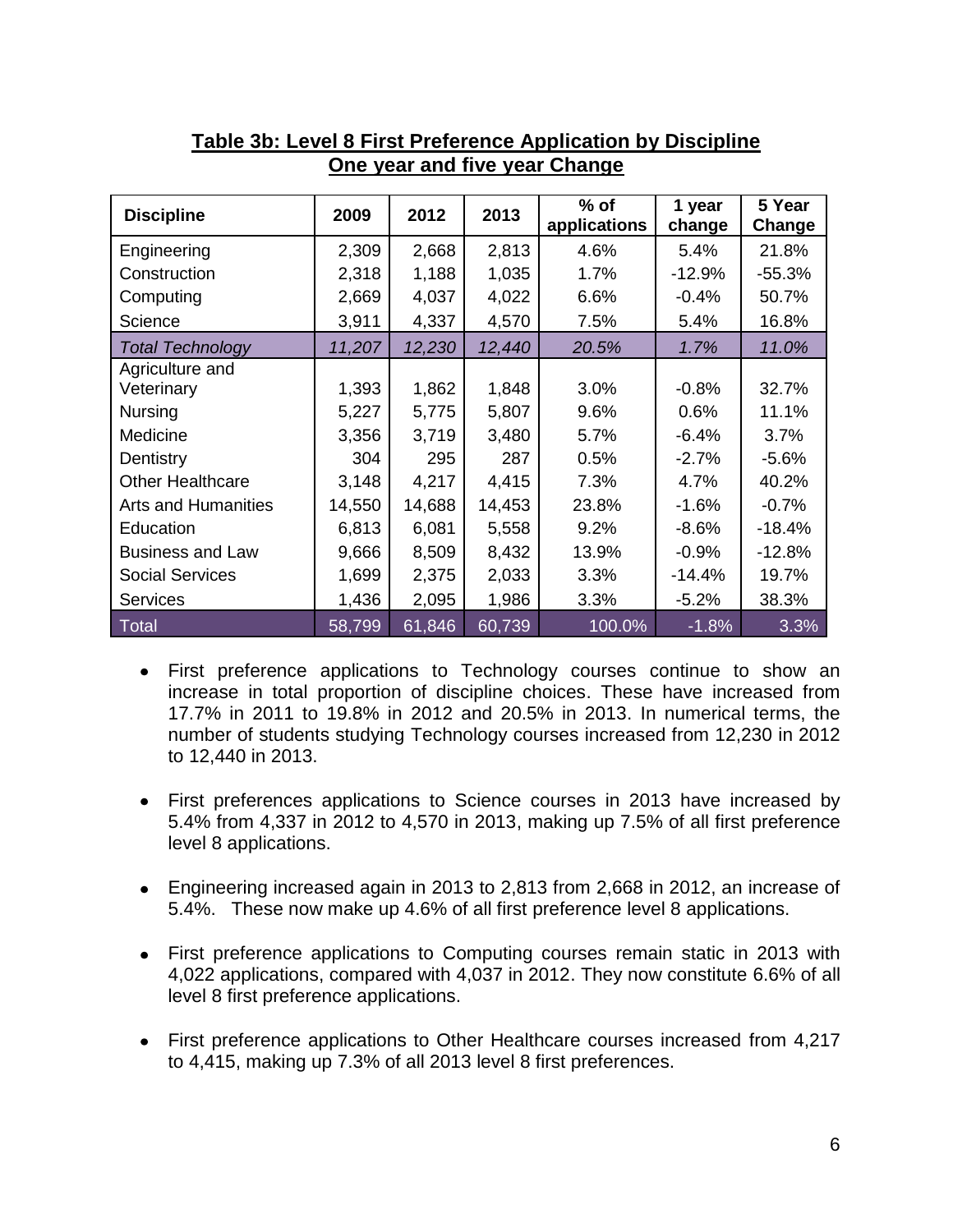**Table 3b: Level 8 First Preference Application by Discipline**
**One year and five year Change**

| Discipline | 2009 | 2012 | 2013 | % of applications | 1 year change | 5 Year Change |
|---|---|---|---|---|---|---|
| Engineering | 2,309 | 2,668 | 2,813 | 4.6% | 5.4% | 21.8% |
| Construction | 2,318 | 1,188 | 1,035 | 1.7% | -12.9% | -55.3% |
| Computing | 2,669 | 4,037 | 4,022 | 6.6% | -0.4% | 50.7% |
| Science | 3,911 | 4,337 | 4,570 | 7.5% | 5.4% | 16.8% |
| *Total Technology* | *11,207* | *12,230* | *12,440* | *20.5%* | *1.7%* | *11.0%* |
| Agriculture and Veterinary | 1,393 | 1,862 | 1,848 | 3.0% | -0.8% | 32.7% |
| Nursing | 5,227 | 5,775 | 5,807 | 9.6% | 0.6% | 11.1% |
| Medicine | 3,356 | 3,719 | 3,480 | 5.7% | -6.4% | 3.7% |
| Dentistry | 304 | 295 | 287 | 0.5% | -2.7% | -5.6% |
| Other Healthcare | 3,148 | 4,217 | 4,415 | 7.3% | 4.7% | 40.2% |
| Arts and Humanities | 14,550 | 14,688 | 14,453 | 23.8% | -1.6% | -0.7% |
| Education | 6,813 | 6,081 | 5,558 | 9.2% | -8.6% | -18.4% |
| Business and Law | 9,666 | 8,509 | 8,432 | 13.9% | -0.9% | -12.8% |
| Social Services | 1,699 | 2,375 | 2,033 | 3.3% | -14.4% | 19.7% |
| Services | 1,436 | 2,095 | 1,986 | 3.3% | -5.2% | 38.3% |
| Total | 58,799 | 61,846 | 60,739 | 100.0% | -1.8% | 3.3% |

- First preference applications to Technology courses continue to show an increase in total proportion of discipline choices. These have increased from 17.7% in 2011 to 19.8% in 2012 and 20.5% in 2013. In numerical terms, the number of students studying Technology courses increased from 12,230 in 2012 to 12,440 in 2013.

- First preferences applications to Science courses in 2013 have increased by 5.4% from 4,337 in 2012 to 4,570 in 2013, making up 7.5% of all first preference level 8 applications.

- Engineering increased again in 2013 to 2,813 from 2,668 in 2012, an increase of 5.4%. These now make up 4.6% of all first preference level 8 applications.

- First preference applications to Computing courses remain static in 2013 with 4,022 applications, compared with 4,037 in 2012. They now constitute 6.6% of all level 8 first preference applications.

- First preference applications to Other Healthcare courses increased from 4,217 to 4,415, making up 7.3% of all 2013 level 8 first preferences.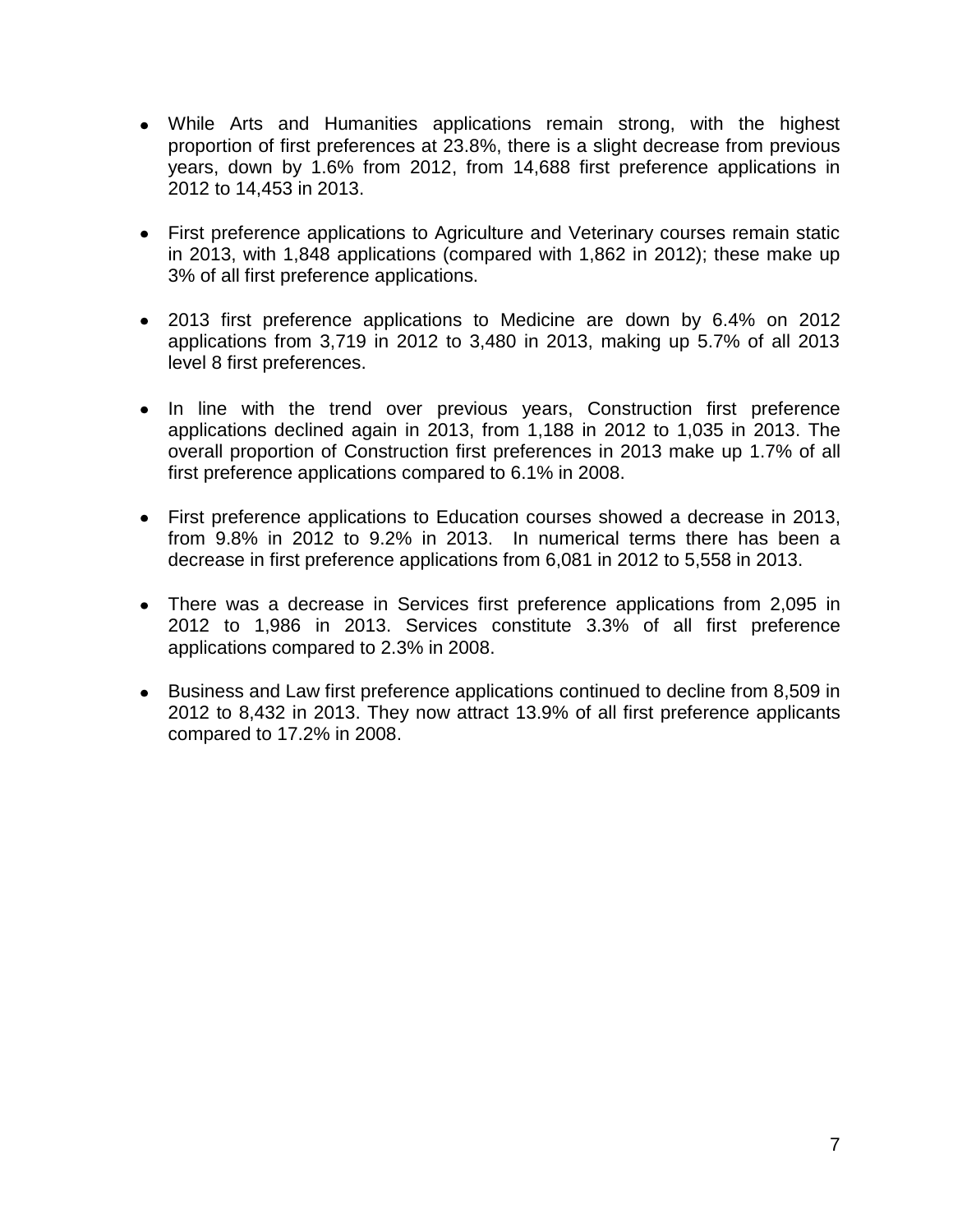- While Arts and Humanities applications remain strong, with the highest proportion of first preferences at 23.8%, there is a slight decrease from previous years, down by 1.6% from 2012, from 14,688 first preference applications in 2012 to 14,453 in 2013.

- First preference applications to Agriculture and Veterinary courses remain static in 2013, with 1,848 applications (compared with 1,862 in 2012); these make up 3% of all first preference applications.

- 2013 first preference applications to Medicine are down by 6.4% on 2012 applications from 3,719 in 2012 to 3,480 in 2013, making up 5.7% of all 2013 level 8 first preferences.

- In line with the trend over previous years, Construction first preference applications declined again in 2013, from 1,188 in 2012 to 1,035 in 2013. The overall proportion of Construction first preferences in 2013 make up 1.7% of all first preference applications compared to 6.1% in 2008.

- First preference applications to Education courses showed a decrease in 2013, from 9.8% in 2012 to 9.2% in 2013. In numerical terms there has been a decrease in first preference applications from 6,081 in 2012 to 5,558 in 2013.

- There was a decrease in Services first preference applications from 2,095 in 2012 to 1,986 in 2013. Services constitute 3.3% of all first preference applications compared to 2.3% in 2008.

- Business and Law first preference applications continued to decline from 8,509 in 2012 to 8,432 in 2013. They now attract 13.9% of all first preference applicants compared to 17.2% in 2008.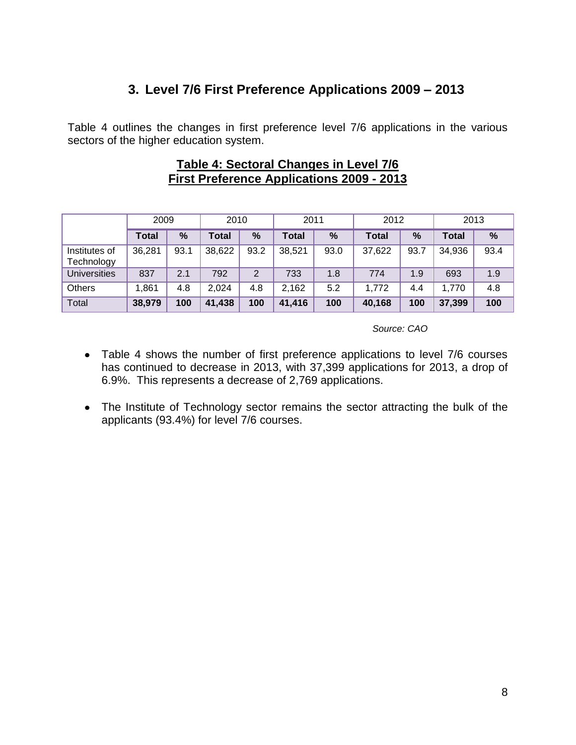## 3. Level 7/6 First Preference Applications 2009 – 2013

Table 4 outlines the changes in first preference level 7/6 applications in the various sectors of the higher education system.

**Table 4: Sectoral Changes in Level 7/6 First Preference Applications 2009 - 2013**

| | 2009 | | 2010 | | 2011 | | 2012 | | 2013 | |
|---|---|---|---|---|---|---|---|---|---|---|
| | **Total** | **%** | **Total** | **%** | **Total** | **%** | **Total** | **%** | **Total** | **%** |
| Institutes of Technology | 36,281 | 93.1 | 38,622 | 93.2 | 38,521 | 93.0 | 37,622 | 93.7 | 34,936 | 93.4 |
| Universities | 837 | 2.1 | 792 | 2 | 733 | 1.8 | 774 | 1.9 | 693 | 1.9 |
| Others | 1,861 | 4.8 | 2,024 | 4.8 | 2,162 | 5.2 | 1,772 | 4.4 | 1,770 | 4.8 |
| Total | **38,979** | **100** | **41,438** | **100** | **41,416** | **100** | **40,168** | **100** | **37,399** | **100** |

*Source: CAO*

- Table 4 shows the number of first preference applications to level 7/6 courses has continued to decrease in 2013, with 37,399 applications for 2013, a drop of 6.9%. This represents a decrease of 2,769 applications.

- The Institute of Technology sector remains the sector attracting the bulk of the applicants (93.4%) for level 7/6 courses.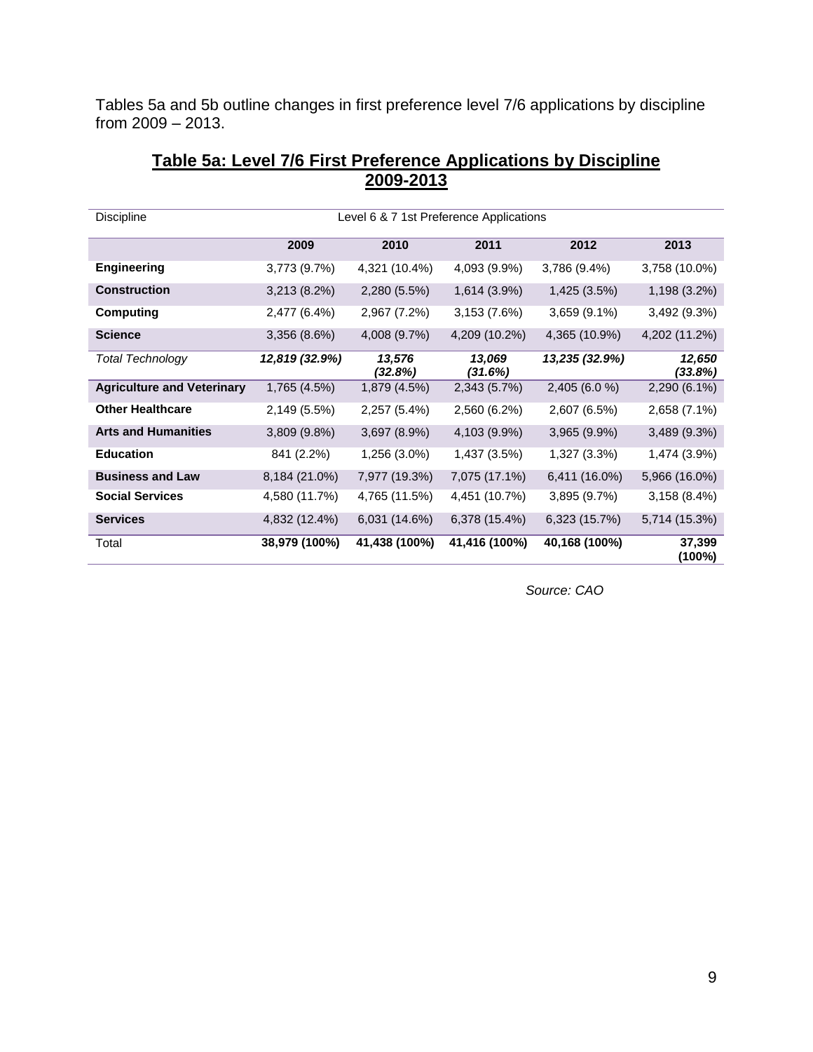Tables 5a and 5b outline changes in first preference level 7/6 applications by discipline from 2009 – 2013.

## Table 5a: Level 7/6 First Preference Applications by Discipline 2009-2013

| Discipline | Level 6 & 7 1st Preference Applications | | | | |
|---|---|---|---|---|---|
| | **2009** | **2010** | **2011** | **2012** | **2013** |
| **Engineering** | 3,773 (9.7%) | 4,321 (10.4%) | 4,093 (9.9%) | 3,786 (9.4%) | 3,758 (10.0%) |
| **Construction** | 3,213 (8.2%) | 2,280 (5.5%) | 1,614 (3.9%) | 1,425 (3.5%) | 1,198 (3.2%) |
| **Computing** | 2,477 (6.4%) | 2,967 (7.2%) | 3,153 (7.6%) | 3,659 (9.1%) | 3,492 (9.3%) |
| **Science** | 3,356 (8.6%) | 4,008 (9.7%) | 4,209 (10.2%) | 4,365 (10.9%) | 4,202 (11.2%) |
| *Total Technology* | ***12,819 (32.9%)*** | ***13,576 (32.8%)*** | ***13,069 (31.6%)*** | ***13,235 (32.9%)*** | ***12,650 (33.8%)*** |
| **Agriculture and Veterinary** | 1,765 (4.5%) | 1,879 (4.5%) | 2,343 (5.7%) | 2,405 (6.0 %) | 2,290 (6.1%) |
| **Other Healthcare** | 2,149 (5.5%) | 2,257 (5.4%) | 2,560 (6.2%) | 2,607 (6.5%) | 2,658 (7.1%) |
| **Arts and Humanities** | 3,809 (9.8%) | 3,697 (8.9%) | 4,103 (9.9%) | 3,965 (9.9%) | 3,489 (9.3%) |
| **Education** | 841 (2.2%) | 1,256 (3.0%) | 1,437 (3.5%) | 1,327 (3.3%) | 1,474 (3.9%) |
| **Business and Law** | 8,184 (21.0%) | 7,977 (19.3%) | 7,075 (17.1%) | 6,411 (16.0%) | 5,966 (16.0%) |
| **Social Services** | 4,580 (11.7%) | 4,765 (11.5%) | 4,451 (10.7%) | 3,895 (9.7%) | 3,158 (8.4%) |
| **Services** | 4,832 (12.4%) | 6,031 (14.6%) | 6,378 (15.4%) | 6,323 (15.7%) | 5,714 (15.3%) |
| Total | **38,979 (100%)** | **41,438 (100%)** | **41,416 (100%)** | **40,168 (100%)** | **37,399 (100%)** |

*Source: CAO*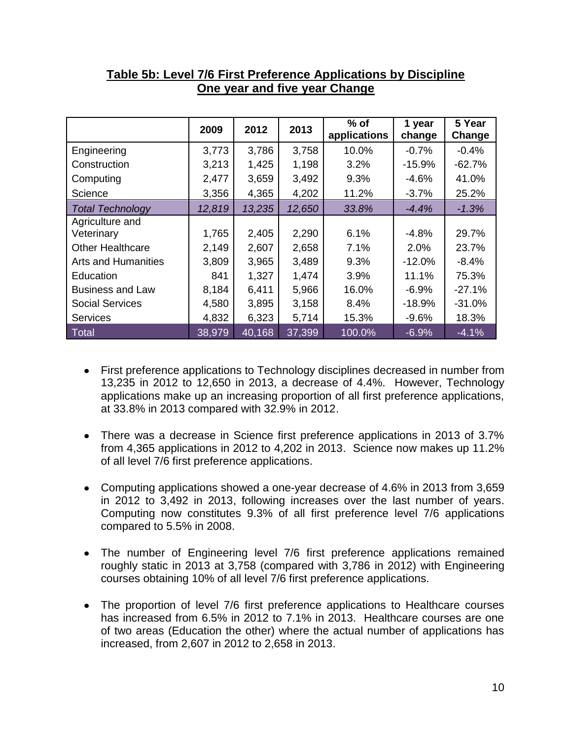**Table 5b: Level 7/6 First Preference Applications by Discipline**
**One year and five year Change**

| | 2009 | 2012 | 2013 | % of applications | 1 year change | 5 Year Change |
|---|---|---|---|---|---|---|
| Engineering | 3,773 | 3,786 | 3,758 | 10.0% | -0.7% | -0.4% |
| Construction | 3,213 | 1,425 | 1,198 | 3.2% | -15.9% | -62.7% |
| Computing | 2,477 | 3,659 | 3,492 | 9.3% | -4.6% | 41.0% |
| Science | 3,356 | 4,365 | 4,202 | 11.2% | -3.7% | 25.2% |
| *Total Technology* | *12,819* | *13,235* | *12,650* | *33.8%* | *-4.4%* | *-1.3%* |
| Agriculture and Veterinary | 1,765 | 2,405 | 2,290 | 6.1% | -4.8% | 29.7% |
| Other Healthcare | 2,149 | 2,607 | 2,658 | 7.1% | 2.0% | 23.7% |
| Arts and Humanities | 3,809 | 3,965 | 3,489 | 9.3% | -12.0% | -8.4% |
| Education | 841 | 1,327 | 1,474 | 3.9% | 11.1% | 75.3% |
| Business and Law | 8,184 | 6,411 | 5,966 | 16.0% | -6.9% | -27.1% |
| Social Services | 4,580 | 3,895 | 3,158 | 8.4% | -18.9% | -31.0% |
| Services | 4,832 | 6,323 | 5,714 | 15.3% | -9.6% | 18.3% |
| Total | 38,979 | 40,168 | 37,399 | 100.0% | -6.9% | -4.1% |

- First preference applications to Technology disciplines decreased in number from 13,235 in 2012 to 12,650 in 2013, a decrease of 4.4%. However, Technology applications make up an increasing proportion of all first preference applications, at 33.8% in 2013 compared with 32.9% in 2012.

- There was a decrease in Science first preference applications in 2013 of 3.7% from 4,365 applications in 2012 to 4,202 in 2013. Science now makes up 11.2% of all level 7/6 first preference applications.

- Computing applications showed a one-year decrease of 4.6% in 2013 from 3,659 in 2012 to 3,492 in 2013, following increases over the last number of years. Computing now constitutes 9.3% of all first preference level 7/6 applications compared to 5.5% in 2008.

- The number of Engineering level 7/6 first preference applications remained roughly static in 2013 at 3,758 (compared with 3,786 in 2012) with Engineering courses obtaining 10% of all level 7/6 first preference applications.

- The proportion of level 7/6 first preference applications to Healthcare courses has increased from 6.5% in 2012 to 7.1% in 2013. Healthcare courses are one of two areas (Education the other) where the actual number of applications has increased, from 2,607 in 2012 to 2,658 in 2013.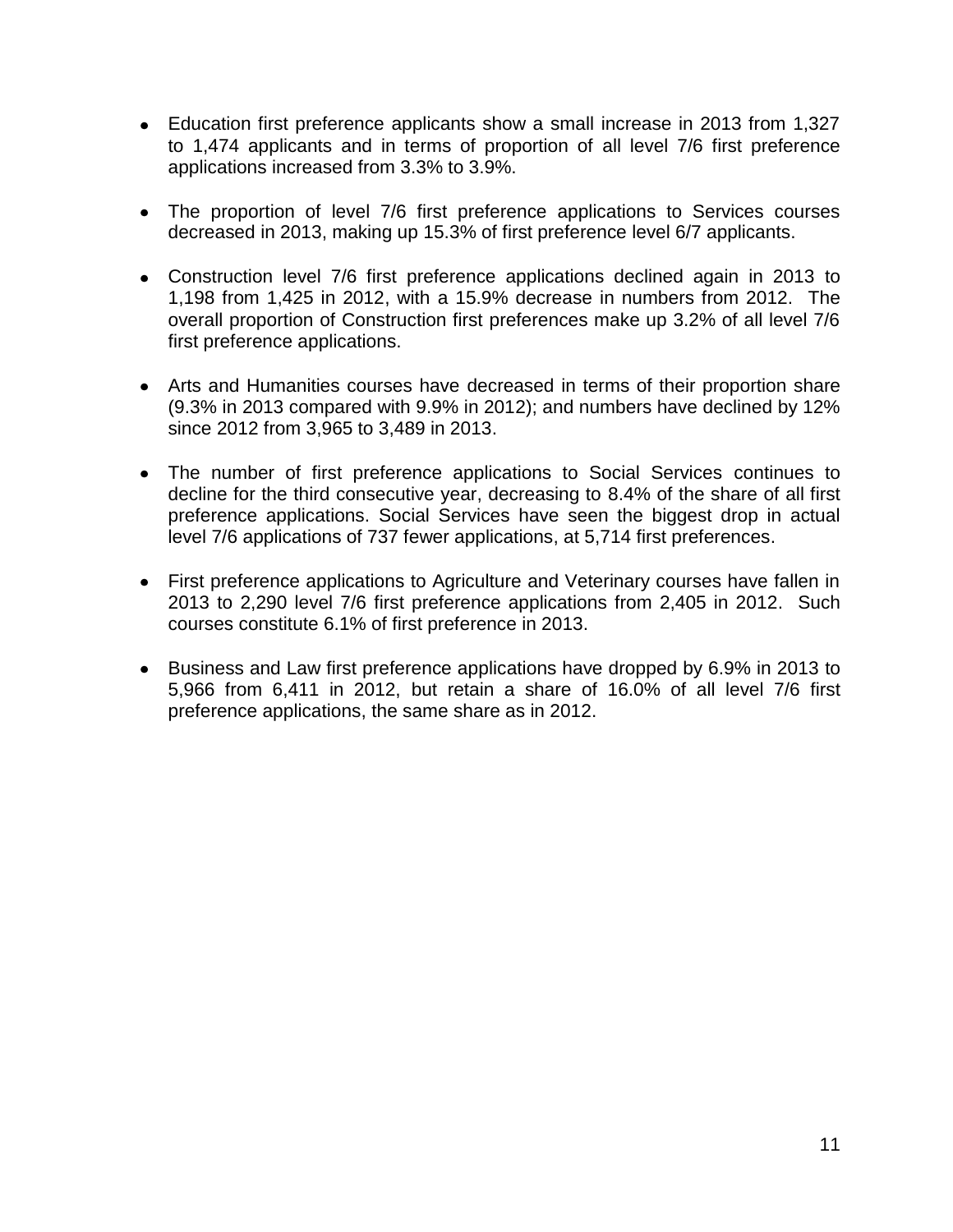- Education first preference applicants show a small increase in 2013 from 1,327 to 1,474 applicants and in terms of proportion of all level 7/6 first preference applications increased from 3.3% to 3.9%.

- The proportion of level 7/6 first preference applications to Services courses decreased in 2013, making up 15.3% of first preference level 6/7 applicants.

- Construction level 7/6 first preference applications declined again in 2013 to 1,198 from 1,425 in 2012, with a 15.9% decrease in numbers from 2012. The overall proportion of Construction first preferences make up 3.2% of all level 7/6 first preference applications.

- Arts and Humanities courses have decreased in terms of their proportion share (9.3% in 2013 compared with 9.9% in 2012); and numbers have declined by 12% since 2012 from 3,965 to 3,489 in 2013.

- The number of first preference applications to Social Services continues to decline for the third consecutive year, decreasing to 8.4% of the share of all first preference applications. Social Services have seen the biggest drop in actual level 7/6 applications of 737 fewer applications, at 5,714 first preferences.

- First preference applications to Agriculture and Veterinary courses have fallen in 2013 to 2,290 level 7/6 first preference applications from 2,405 in 2012. Such courses constitute 6.1% of first preference in 2013.

- Business and Law first preference applications have dropped by 6.9% in 2013 to 5,966 from 6,411 in 2012, but retain a share of 16.0% of all level 7/6 first preference applications, the same share as in 2012.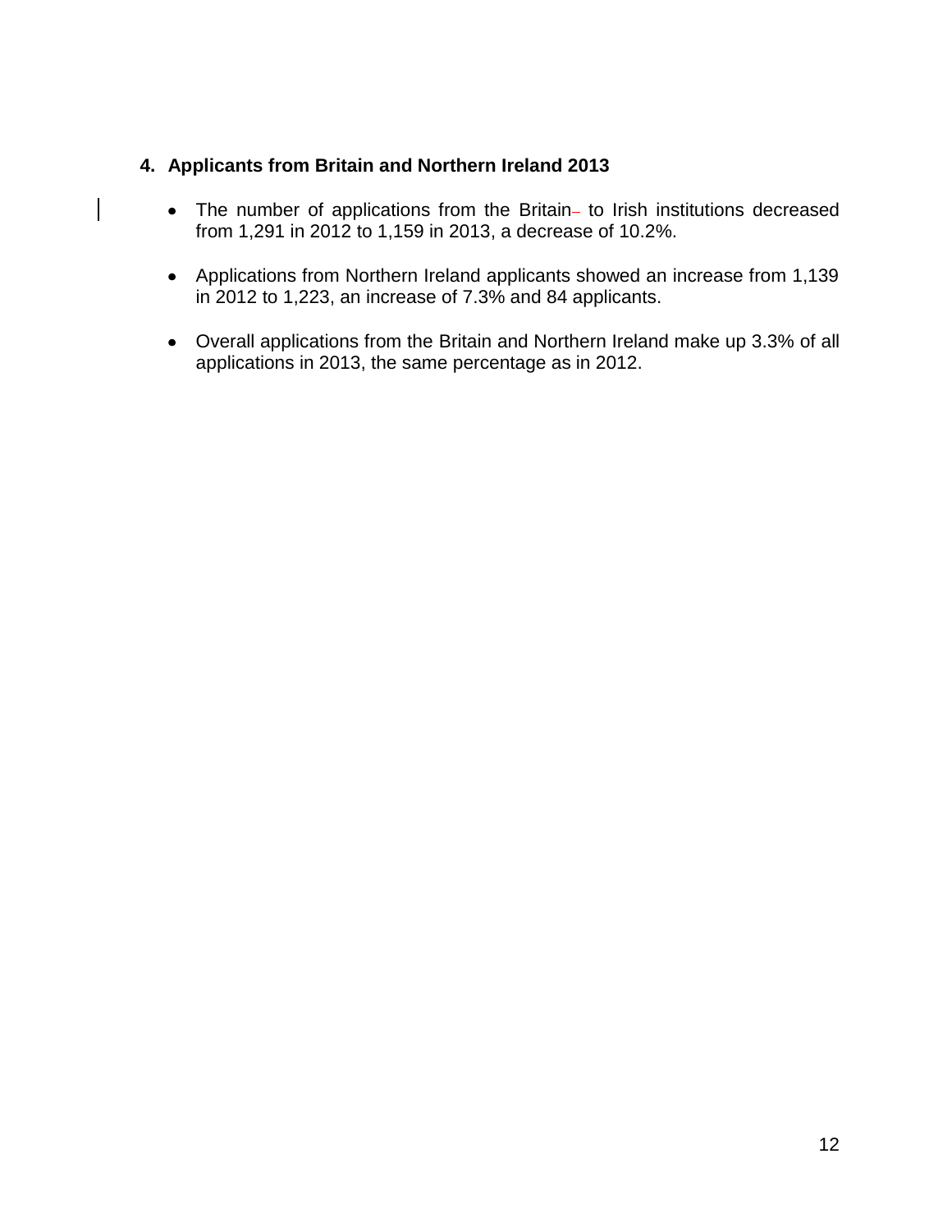## 4. Applicants from Britain and Northern Ireland 2013

- The number of applications from the Britain to Irish institutions decreased from 1,291 in 2012 to 1,159 in 2013, a decrease of 10.2%.
- Applications from Northern Ireland applicants showed an increase from 1,139 in 2012 to 1,223, an increase of 7.3% and 84 applicants.
- Overall applications from the Britain and Northern Ireland make up 3.3% of all applications in 2013, the same percentage as in 2012.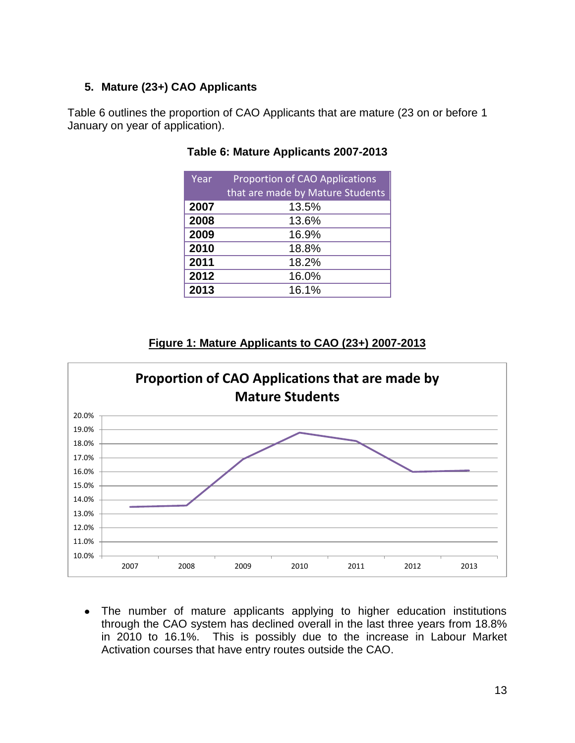## 5. Mature (23+) CAO Applicants

Table 6 outlines the proportion of CAO Applicants that are mature (23 on or before 1 January on year of application).

**Table 6: Mature Applicants 2007-2013**

| Year | Proportion of CAO Applications that are made by Mature Students |
|---|---|
| **2007** | 13.5% |
| **2008** | 13.6% |
| **2009** | 16.9% |
| **2010** | 18.8% |
| **2011** | 18.2% |
| **2012** | 16.0% |
| **2013** | 16.1% |

**Figure 1: Mature Applicants to CAO (23+) 2007-2013**

- The number of mature applicants applying to higher education institutions through the CAO system has declined overall in the last three years from 18.8% in 2010 to 16.1%. This is possibly due to the increase in Labour Market Activation courses that have entry routes outside the CAO.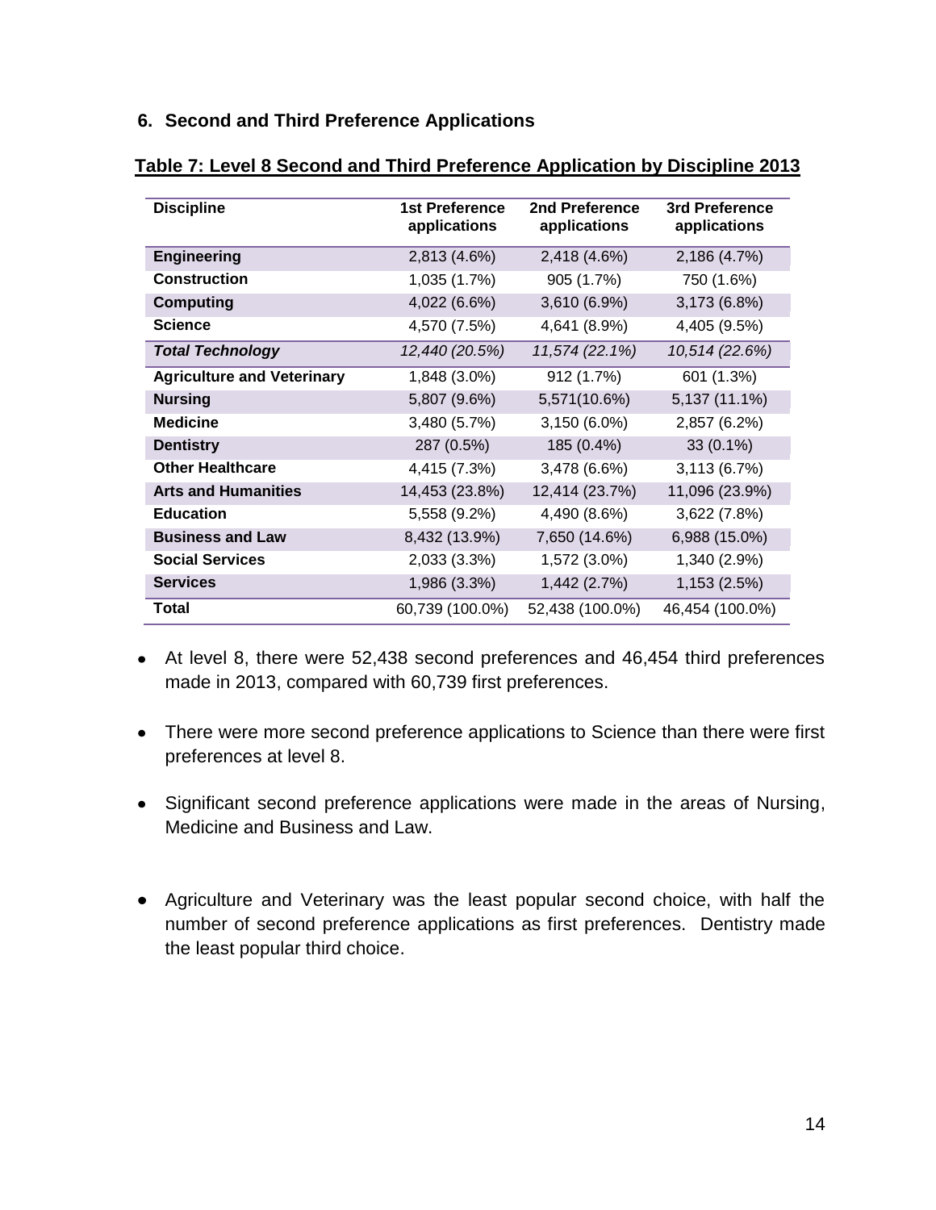## 6. Second and Third Preference Applications

**Table 7: Level 8 Second and Third Preference Application by Discipline 2013**

| Discipline | 1st Preference applications | 2nd Preference applications | 3rd Preference applications |
|---|---|---|---|
| **Engineering** | 2,813 (4.6%) | 2,418 (4.6%) | 2,186 (4.7%) |
| **Construction** | 1,035 (1.7%) | 905 (1.7%) | 750 (1.6%) |
| **Computing** | 4,022 (6.6%) | 3,610 (6.9%) | 3,173 (6.8%) |
| **Science** | 4,570 (7.5%) | 4,641 (8.9%) | 4,405 (9.5%) |
| ***Total Technology*** | *12,440 (20.5%)* | *11,574 (22.1%)* | *10,514 (22.6%)* |
| **Agriculture and Veterinary** | 1,848 (3.0%) | 912 (1.7%) | 601 (1.3%) |
| **Nursing** | 5,807 (9.6%) | 5,571(10.6%) | 5,137 (11.1%) |
| **Medicine** | 3,480 (5.7%) | 3,150 (6.0%) | 2,857 (6.2%) |
| **Dentistry** | 287 (0.5%) | 185 (0.4%) | 33 (0.1%) |
| **Other Healthcare** | 4,415 (7.3%) | 3,478 (6.6%) | 3,113 (6.7%) |
| **Arts and Humanities** | 14,453 (23.8%) | 12,414 (23.7%) | 11,096 (23.9%) |
| **Education** | 5,558 (9.2%) | 4,490 (8.6%) | 3,622 (7.8%) |
| **Business and Law** | 8,432 (13.9%) | 7,650 (14.6%) | 6,988 (15.0%) |
| **Social Services** | 2,033 (3.3%) | 1,572 (3.0%) | 1,340 (2.9%) |
| **Services** | 1,986 (3.3%) | 1,442 (2.7%) | 1,153 (2.5%) |
| **Total** | 60,739 (100.0%) | 52,438 (100.0%) | 46,454 (100.0%) |

- At level 8, there were 52,438 second preferences and 46,454 third preferences made in 2013, compared with 60,739 first preferences.
- There were more second preference applications to Science than there were first preferences at level 8.
- Significant second preference applications were made in the areas of Nursing, Medicine and Business and Law.
- Agriculture and Veterinary was the least popular second choice, with half the number of second preference applications as first preferences. Dentistry made the least popular third choice.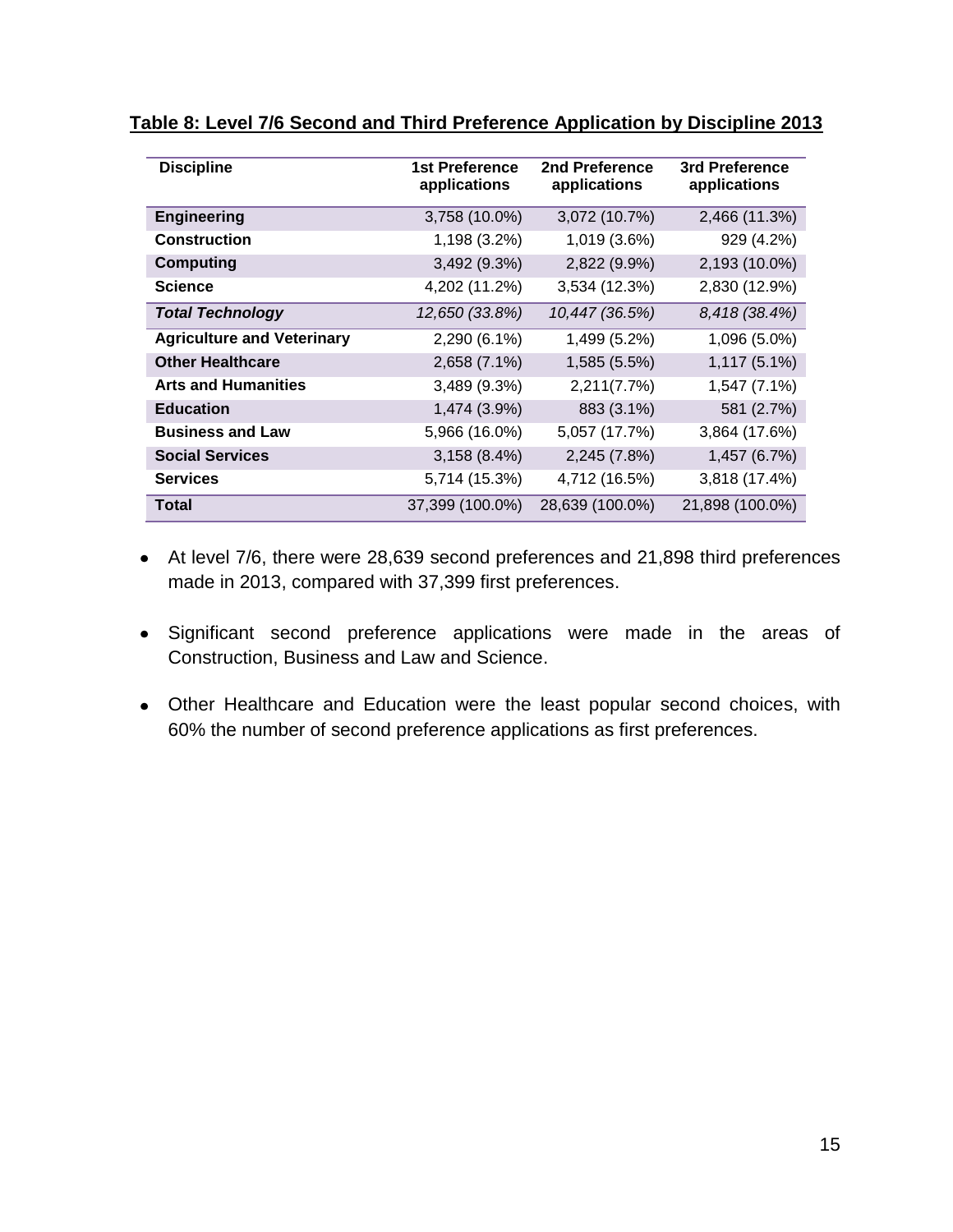**Table 8: Level 7/6 Second and Third Preference Application by Discipline 2013**

| Discipline | 1st Preference applications | 2nd Preference applications | 3rd Preference applications |
|---|---|---|---|
| **Engineering** | 3,758 (10.0%) | 3,072 (10.7%) | 2,466 (11.3%) |
| **Construction** | 1,198 (3.2%) | 1,019 (3.6%) | 929 (4.2%) |
| **Computing** | 3,492 (9.3%) | 2,822 (9.9%) | 2,193 (10.0%) |
| **Science** | 4,202 (11.2%) | 3,534 (12.3%) | 2,830 (12.9%) |
| ***Total Technology*** | *12,650 (33.8%)* | *10,447 (36.5%)* | *8,418 (38.4%)* |
| **Agriculture and Veterinary** | 2,290 (6.1%) | 1,499 (5.2%) | 1,096 (5.0%) |
| **Other Healthcare** | 2,658 (7.1%) | 1,585 (5.5%) | 1,117 (5.1%) |
| **Arts and Humanities** | 3,489 (9.3%) | 2,211(7.7%) | 1,547 (7.1%) |
| **Education** | 1,474 (3.9%) | 883 (3.1%) | 581 (2.7%) |
| **Business and Law** | 5,966 (16.0%) | 5,057 (17.7%) | 3,864 (17.6%) |
| **Social Services** | 3,158 (8.4%) | 2,245 (7.8%) | 1,457 (6.7%) |
| **Services** | 5,714 (15.3%) | 4,712 (16.5%) | 3,818 (17.4%) |
| **Total** | 37,399 (100.0%) | 28,639 (100.0%) | 21,898 (100.0%) |

- At level 7/6, there were 28,639 second preferences and 21,898 third preferences made in 2013, compared with 37,399 first preferences.

- Significant second preference applications were made in the areas of Construction, Business and Law and Science.

- Other Healthcare and Education were the least popular second choices, with 60% the number of second preference applications as first preferences.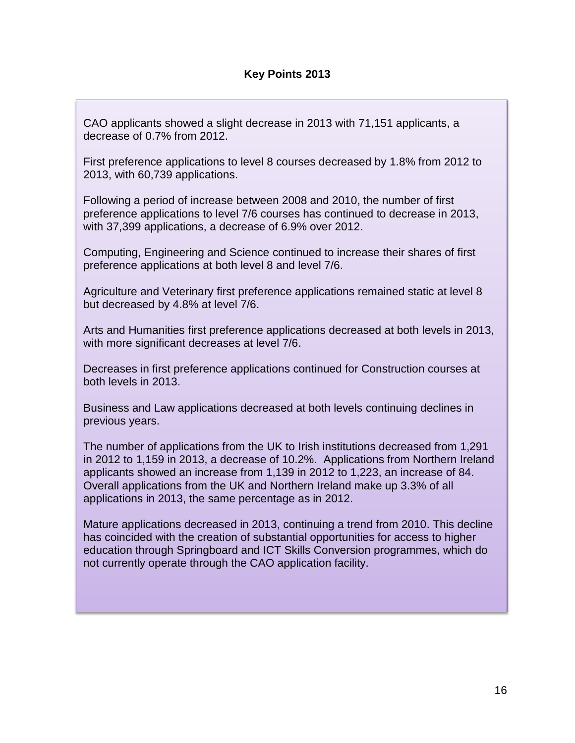## Key Points 2013

CAO applicants showed a slight decrease in 2013 with 71,151 applicants, a decrease of 0.7% from 2012.

First preference applications to level 8 courses decreased by 1.8% from 2012 to 2013, with 60,739 applications.

Following a period of increase between 2008 and 2010, the number of first preference applications to level 7/6 courses has continued to decrease in 2013, with 37,399 applications, a decrease of 6.9% over 2012.

Computing, Engineering and Science continued to increase their shares of first preference applications at both level 8 and level 7/6.

Agriculture and Veterinary first preference applications remained static at level 8 but decreased by 4.8% at level 7/6.

Arts and Humanities first preference applications decreased at both levels in 2013, with more significant decreases at level 7/6.

Decreases in first preference applications continued for Construction courses at both levels in 2013.

Business and Law applications decreased at both levels continuing declines in previous years.

The number of applications from the UK to Irish institutions decreased from 1,291 in 2012 to 1,159 in 2013, a decrease of 10.2%. Applications from Northern Ireland applicants showed an increase from 1,139 in 2012 to 1,223, an increase of 84. Overall applications from the UK and Northern Ireland make up 3.3% of all applications in 2013, the same percentage as in 2012.

Mature applications decreased in 2013, continuing a trend from 2010. This decline has coincided with the creation of substantial opportunities for access to higher education through Springboard and ICT Skills Conversion programmes, which do not currently operate through the CAO application facility.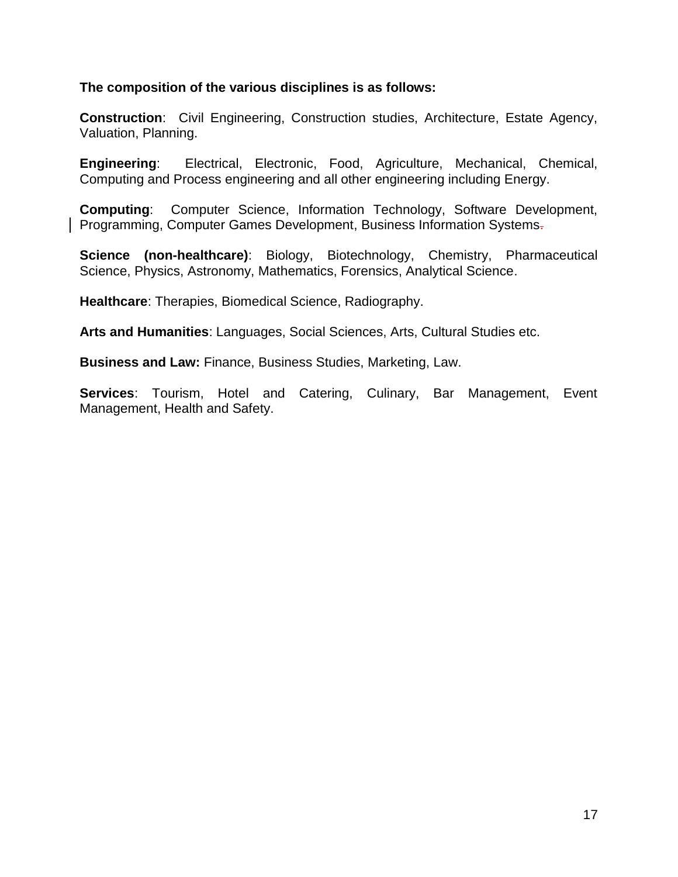**The composition of the various disciplines is as follows:**

**Construction**: Civil Engineering, Construction studies, Architecture, Estate Agency, Valuation, Planning.

**Engineering**: Electrical, Electronic, Food, Agriculture, Mechanical, Chemical, Computing and Process engineering and all other engineering including Energy.

**Computing**: Computer Science, Information Technology, Software Development, Programming, Computer Games Development, Business Information Systems.

**Science (non-healthcare)**: Biology, Biotechnology, Chemistry, Pharmaceutical Science, Physics, Astronomy, Mathematics, Forensics, Analytical Science.

**Healthcare**: Therapies, Biomedical Science, Radiography.

**Arts and Humanities**: Languages, Social Sciences, Arts, Cultural Studies etc.

**Business and Law:** Finance, Business Studies, Marketing, Law.

**Services**: Tourism, Hotel and Catering, Culinary, Bar Management, Event Management, Health and Safety.